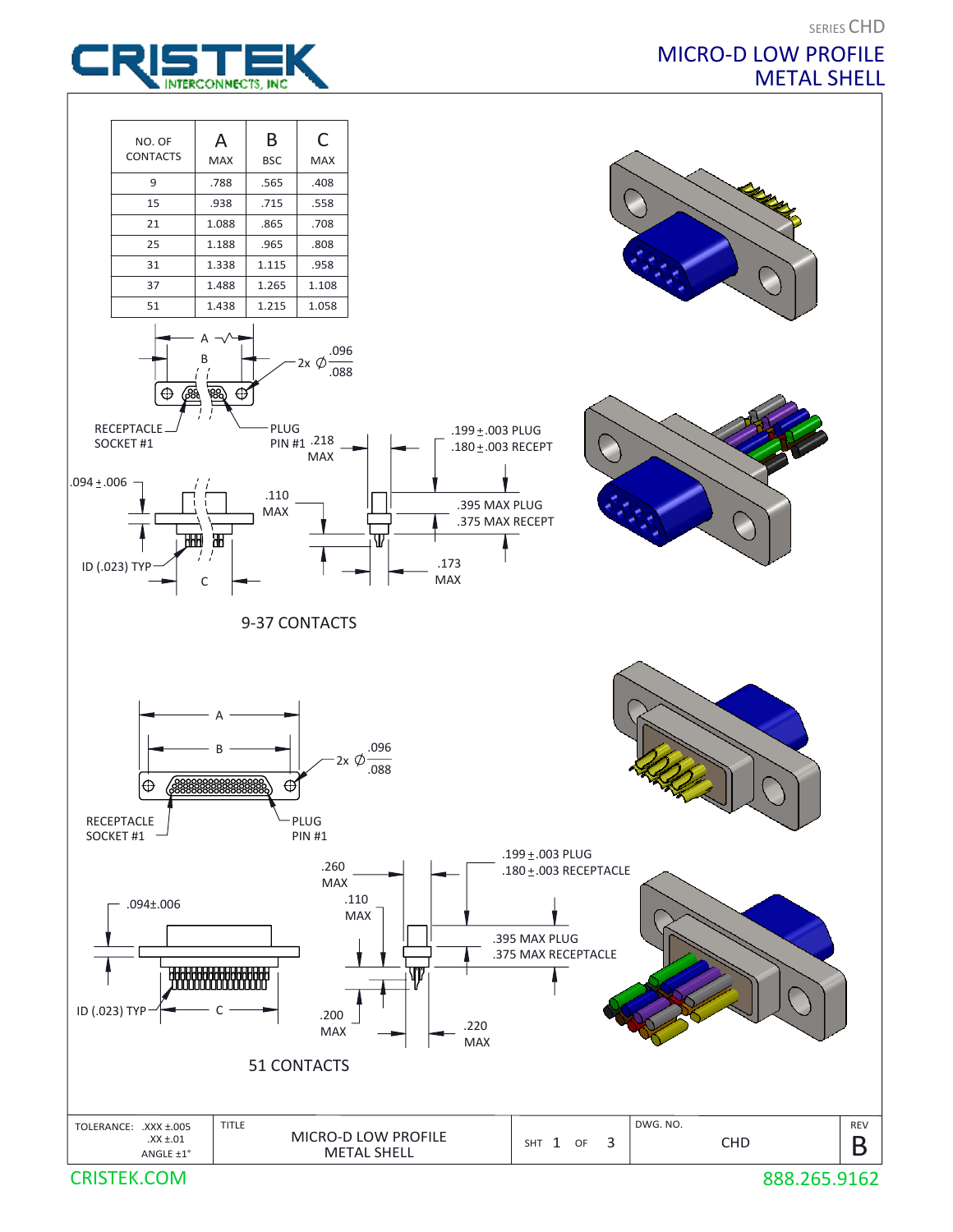SERIES CHD

# MICRO-D LOW PROFILE METAL SHELL

| NO. OF CONTACTS | A MAX | B BSC | C MAX |
|---|---|---|---|
| 9 | .788 | .565 | .408 |
| 15 | .938 | .715 | .558 |
| 21 | 1.088 | .865 | .708 |
| 25 | 1.188 | .965 | .808 |
| 31 | 1.338 | 1.115 | .958 |
| 37 | 1.488 | 1.265 | 1.108 |
| 51 | 1.438 | 1.215 | 1.058 |

A

B

2x ∅ .096 / .088

RECEPTACLE SOCKET #1

PLUG PIN #1

.218 MAX

.199 ± .003 PLUG

.180 ± .003 RECEPT

.094 ± .006

.110 MAX

.395 MAX PLUG

.375 MAX RECEPT

ID (.023) TYP

C

.173 MAX

## 9-37 CONTACTS

A

B

2x ∅ .096 / .088

RECEPTACLE SOCKET #1

PLUG PIN #1

.199 ± .003 PLUG

.180 ± .003 RECEPTACLE

.260 MAX

.110 MAX

.094±.006

.395 MAX PLUG

.375 MAX RECEPTACLE

ID (.023) TYP

C

.200 MAX

.220 MAX

## 51 CONTACTS

| TOLERANCE: .XXX ±.005, .XX ±.01, ANGLE ±1° | TITLE: MICRO-D LOW PROFILE METAL SHELL | SHT 1 OF 3 | DWG. NO. CHD | REV B |
|---|---|---|---|---|

CRISTEK.COM

888.265.9162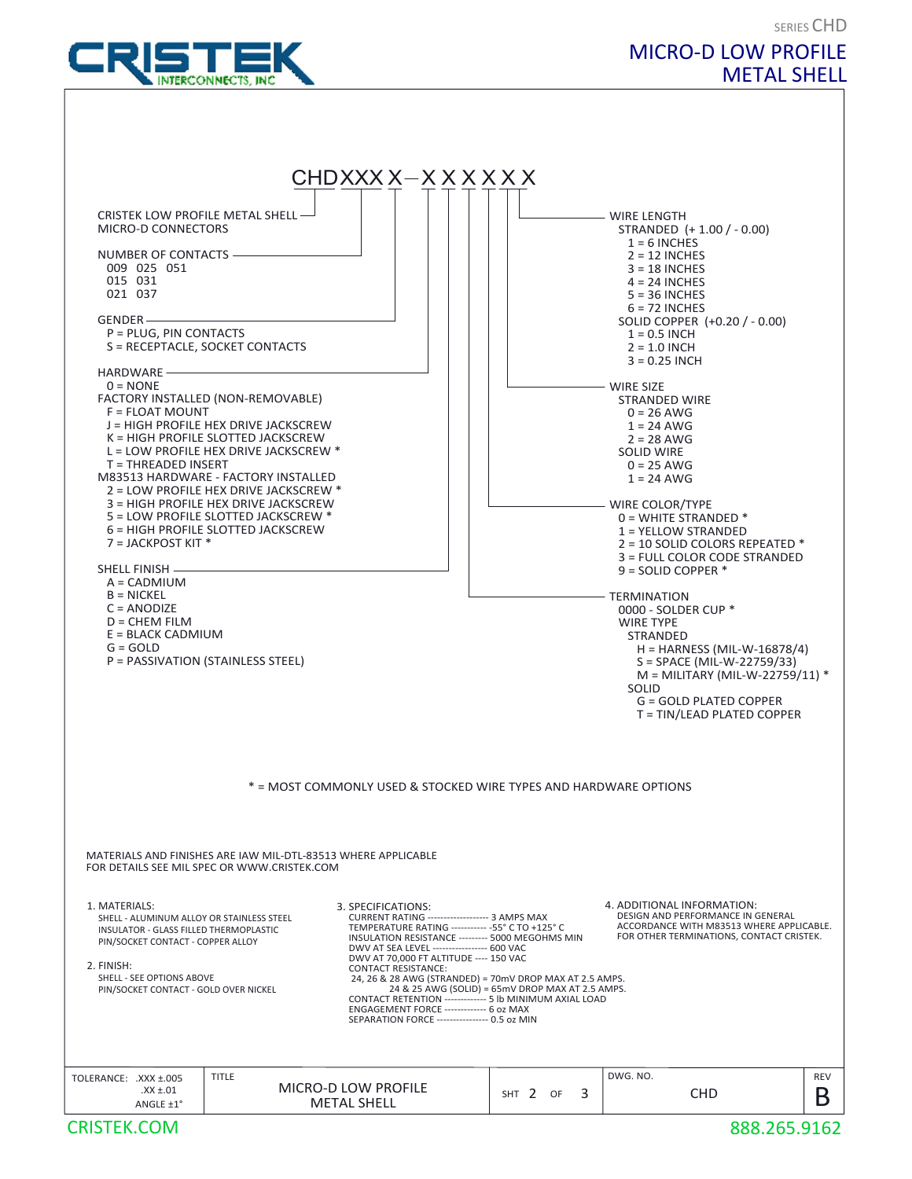# MICRO-D LOW PROFILE METAL SHELL

SERIES CHD

## CHDXXXX–XXXXXX

**CRISTEK LOW PROFILE METAL SHELL MICRO-D CONNECTORS**

**NUMBER OF CONTACTS**
- 009 025 051
- 015 031
- 021 037

**GENDER**
- P = PLUG, PIN CONTACTS
- S = RECEPTACLE, SOCKET CONTACTS

**HARDWARE**
- 0 = NONE

FACTORY INSTALLED (NON-REMOVABLE)
- F = FLOAT MOUNT
- J = HIGH PROFILE HEX DRIVE JACKSCREW
- K = HIGH PROFILE SLOTTED JACKSCREW
- L = LOW PROFILE HEX DRIVE JACKSCREW *
- T = THREADED INSERT

M83513 HARDWARE - FACTORY INSTALLED
- 2 = LOW PROFILE HEX DRIVE JACKSCREW *
- 3 = HIGH PROFILE HEX DRIVE JACKSCREW
- 5 = LOW PROFILE SLOTTED JACKSCREW *
- 6 = HIGH PROFILE SLOTTED JACKSCREW
- 7 = JACKPOST KIT *

**SHELL FINISH**
- A = CADMIUM
- B = NICKEL
- C = ANODIZE
- D = CHEM FILM
- E = BLACK CADMIUM
- G = GOLD
- P = PASSIVATION (STAINLESS STEEL)

**TERMINATION**
- 0000 - SOLDER CUP *

WIRE TYPE
- STRANDED
  - H = HARNESS (MIL-W-16878/4)
  - S = SPACE (MIL-W-22759/33)
  - M = MILITARY (MIL-W-22759/11) *
- SOLID
  - G = GOLD PLATED COPPER
  - T = TIN/LEAD PLATED COPPER

**WIRE COLOR/TYPE**
- 0 = WHITE STRANDED *
- 1 = YELLOW STRANDED
- 2 = 10 SOLID COLORS REPEATED *
- 3 = FULL COLOR CODE STRANDED
- 9 = SOLID COPPER *

**WIRE SIZE**
- STRANDED WIRE
  - 0 = 26 AWG
  - 1 = 24 AWG
  - 2 = 28 AWG
- SOLID WIRE
  - 0 = 25 AWG
  - 1 = 24 AWG

**WIRE LENGTH**
- STRANDED (+ 1.00 / - 0.00)
  - 1 = 6 INCHES
  - 2 = 12 INCHES
  - 3 = 18 INCHES
  - 4 = 24 INCHES
  - 5 = 36 INCHES
  - 6 = 72 INCHES
- SOLID COPPER (+0.20 / - 0.00)
  - 1 = 0.5 INCH
  - 2 = 1.0 INCH
  - 3 = 0.25 INCH

* = MOST COMMONLY USED & STOCKED WIRE TYPES AND HARDWARE OPTIONS

MATERIALS AND FINISHES ARE IAW MIL-DTL-83513 WHERE APPLICABLE
FOR DETAILS SEE MIL SPEC OR WWW.CRISTEK.COM

1. MATERIALS:
   - SHELL - ALUMINUM ALLOY OR STAINLESS STEEL
   - INSULATOR - GLASS FILLED THERMOPLASTIC
   - PIN/SOCKET CONTACT - COPPER ALLOY

2. FINISH:
   - SHELL - SEE OPTIONS ABOVE
   - PIN/SOCKET CONTACT - GOLD OVER NICKEL

3. SPECIFICATIONS:
   - CURRENT RATING ------------------- 3 AMPS MAX
   - TEMPERATURE RATING ----------- -55° C TO +125° C
   - INSULATION RESISTANCE --------- 5000 MEGOHMS MIN
   - DWV AT SEA LEVEL ---------------- 600 VAC
   - DWV AT 70,000 FT ALTITUDE ---- 150 VAC
   - CONTACT RESISTANCE:
     - 24, 26 & 28 AWG (STRANDED) = 70mV DROP MAX AT 2.5 AMPS.
     - 24 & 25 AWG (SOLID) = 65mV DROP MAX AT 2.5 AMPS.
   - CONTACT RETENTION ------------- 5 lb MINIMUM AXIAL LOAD
   - ENGAGEMENT FORCE ------------- 6 oz MAX
   - SEPARATION FORCE --------------- 0.5 oz MIN

4. ADDITIONAL INFORMATION:
   DESIGN AND PERFORMANCE IN GENERAL ACCORDANCE WITH M83513 WHERE APPLICABLE. FOR OTHER TERMINATIONS, CONTACT CRISTEK.

| TOLERANCE: .XXX ±.005 .XX ±.01 ANGLE ±1° | TITLE: MICRO-D LOW PROFILE METAL SHELL | SHT 2 OF 3 | DWG. NO. CHD | REV B |
|---|---|---|---|---|

CRISTEK.COM — 888.265.9162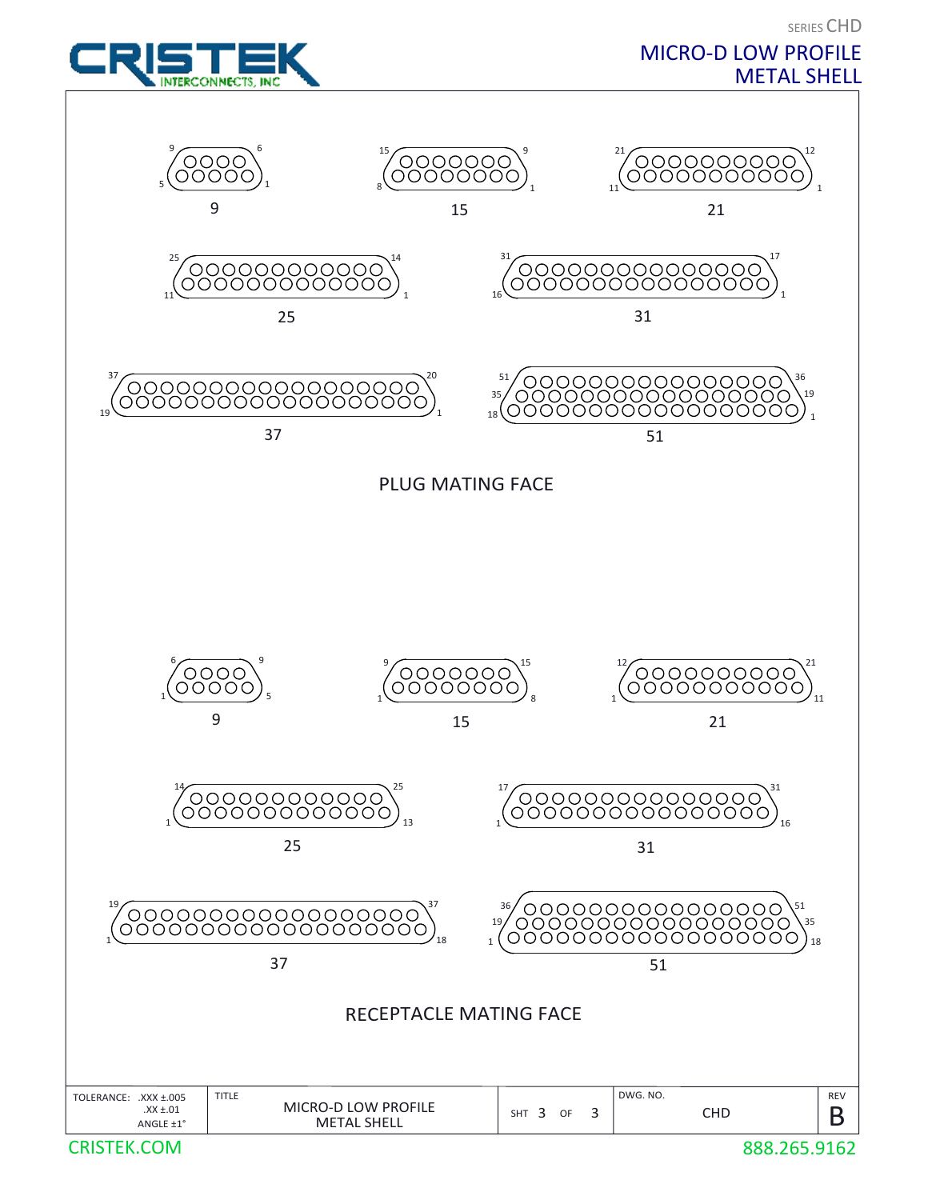# MICRO-D LOW PROFILE METAL SHELL

SERIES CHD

9 6
5 1
9

15 9
8 1
15

21 12
11 1
21

25 14
11 1
25

31 17
16 1
31

37 20
19 1
37

51 36
35 19
18 1
51

PLUG MATING FACE

6 9
1 5
9

9 15
1 8
15

12 21
1 11
21

14 25
1 13
25

17 31
1 16
31

19 37
1 18
37

36 51
19 35
1 18
51

RECEPTACLE MATING FACE

| TOLERANCE: .XXX ±.005 .XX ±.01 ANGLE ±1° | TITLE MICRO-D LOW PROFILE METAL SHELL | SHT 3 OF 3 | DWG. NO. CHD | REV B |
|---|---|---|---|---|

CRISTEK.COM 888.265.9162